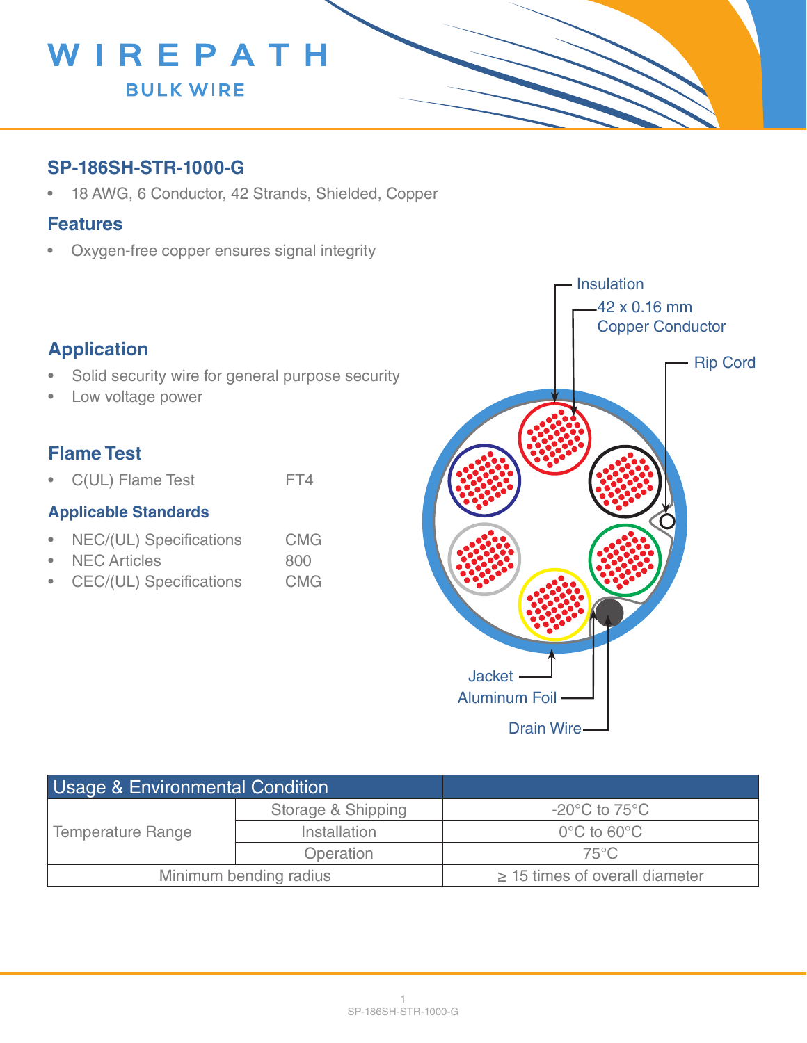# WIREPATH

BULK WIRE

## SP-186SH-STR-1000-G

- 18 AWG, 6 Conductor, 42 Strands, Shielded, Copper

## Features

- Oxygen-free copper ensures signal integrity

## Application

- Solid security wire for general purpose security
- Low voltage power

## Flame Test

- C(UL) Flame Test FT4

## Applicable Standards

- NEC/(UL) Specifications CMG
- NEC Articles 800
- CEC/(UL) Specifications CMG

Insulation

42 x 0.16 mm Copper Conductor

Rip Cord

Jacket

Aluminum Foil

Drain Wire

| Usage & Environmental Condition | | |
|---|---|---|
| Temperature Range | Storage & Shipping | -20°C to 75°C |
| | Installation | 0°C to 60°C |
| | Operation | 75°C |
| Minimum bending radius | | ≥ 15 times of overall diameter |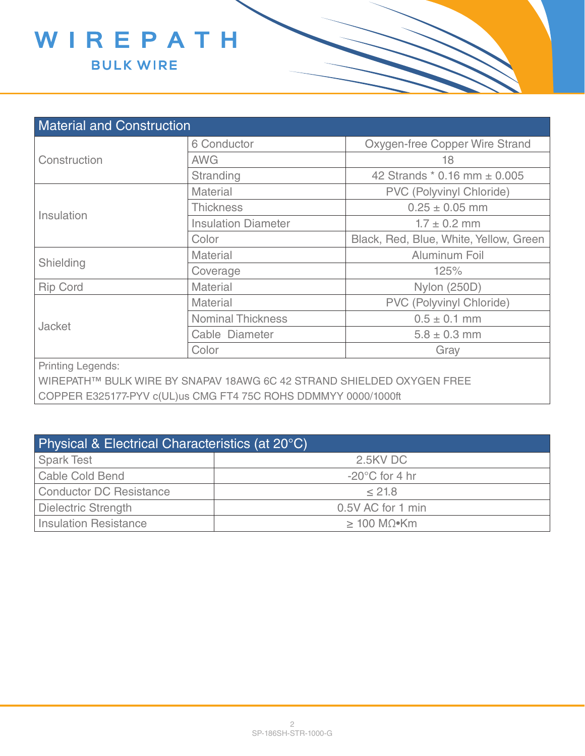# WIREPATH

## BULK WIRE

| Material and Construction | | |
|---|---|---|
| Construction | 6 Conductor | Oxygen-free Copper Wire Strand |
| | AWG | 18 |
| | Stranding | 42 Strands * 0.16 mm ± 0.005 |
| Insulation | Material | PVC (Polyvinyl Chloride) |
| | Thickness | 0.25 ± 0.05 mm |
| | Insulation Diameter | 1.7 ± 0.2 mm |
| | Color | Black, Red, Blue, White, Yellow, Green |
| Shielding | Material | Aluminum Foil |
| | Coverage | 125% |
| Rip Cord | Material | Nylon (250D) |
| Jacket | Material | PVC (Polyvinyl Chloride) |
| | Nominal Thickness | 0.5 ± 0.1 mm |
| | Cable Diameter | 5.8 ± 0.3 mm |
| | Color | Gray |
| Printing Legends: WIREPATH™ BULK WIRE BY SNAPAV 18AWG 6C 42 STRAND SHIELDED OXYGEN FREE COPPER E325177-PYV c(UL)us CMG FT4 75C ROHS DDMMYY 0000/1000ft | | |

| Physical & Electrical Characteristics (at 20°C) | |
|---|---|
| Spark Test | 2.5KV DC |
| Cable Cold Bend | -20°C for 4 hr |
| Conductor DC Resistance | ≤ 21.8 |
| Dielectric Strength | 0.5V AC for 1 min |
| Insulation Resistance | ≥ 100 MΩ•Km |

SP-186SH-STR-1000-G